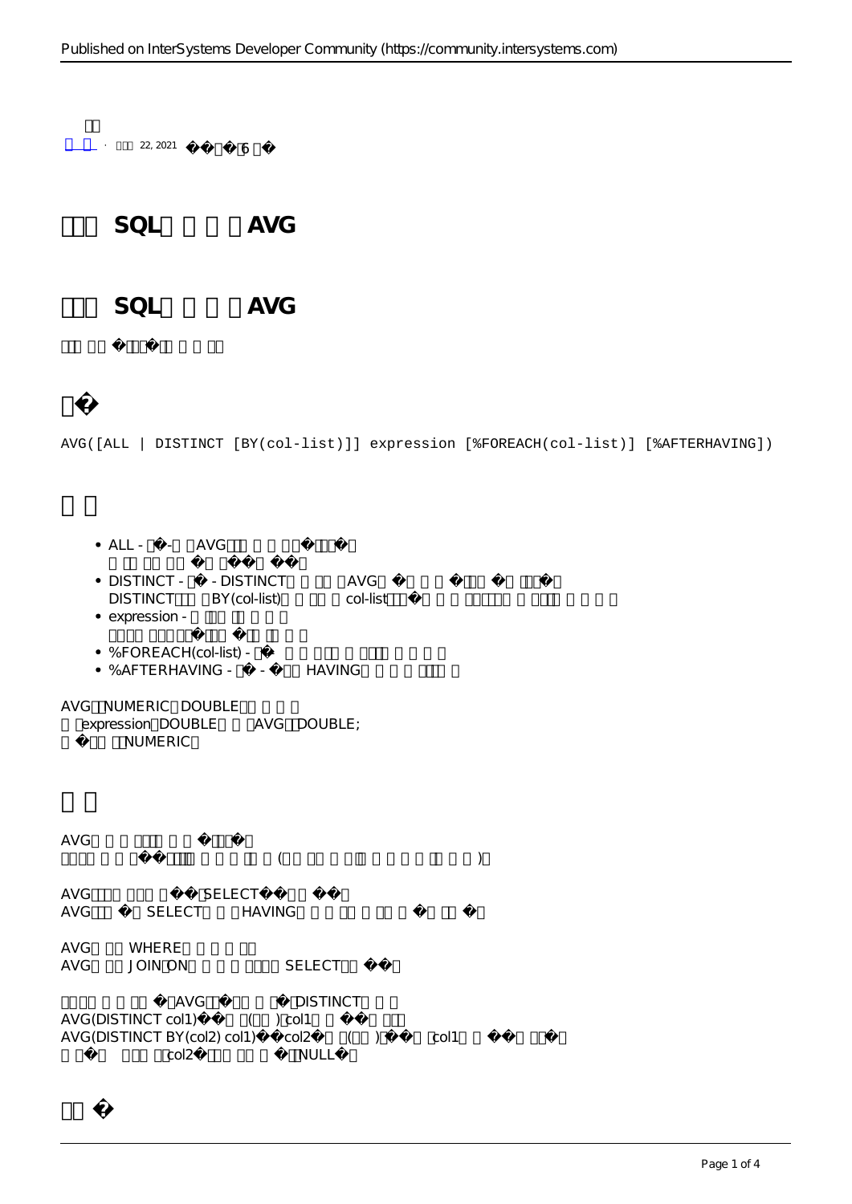22, 2021 6

# SQL AVG

## SQL AVG

### �

```
AVG([ALL | DISTINCT [BY(col-list)]] expression [%FOREACH(col-list)] [%AFTERHAVING])
```

- ALL - AVG
- DISTINCT - DISTINCT AVG
  DISTINCT BY(col-list) col-list
- expression -
- %FOREACH(col-list) -
- %AFTERHAVING - HAVING

AVG NUMERIC DOUBLE
expression DOUBLE AVG DOUBLE;
NUMERIC

AVG
( )

AVG SELECT
AVG SELECT HAVING

AVG WHERE
AVG JOIN ON SELECT

AVG DISTINCT
AVG(DISTINCT col1) ( ) col1
AVG(DISTINCT BY(col2) col1) col2 ( ) col1
col2 NULL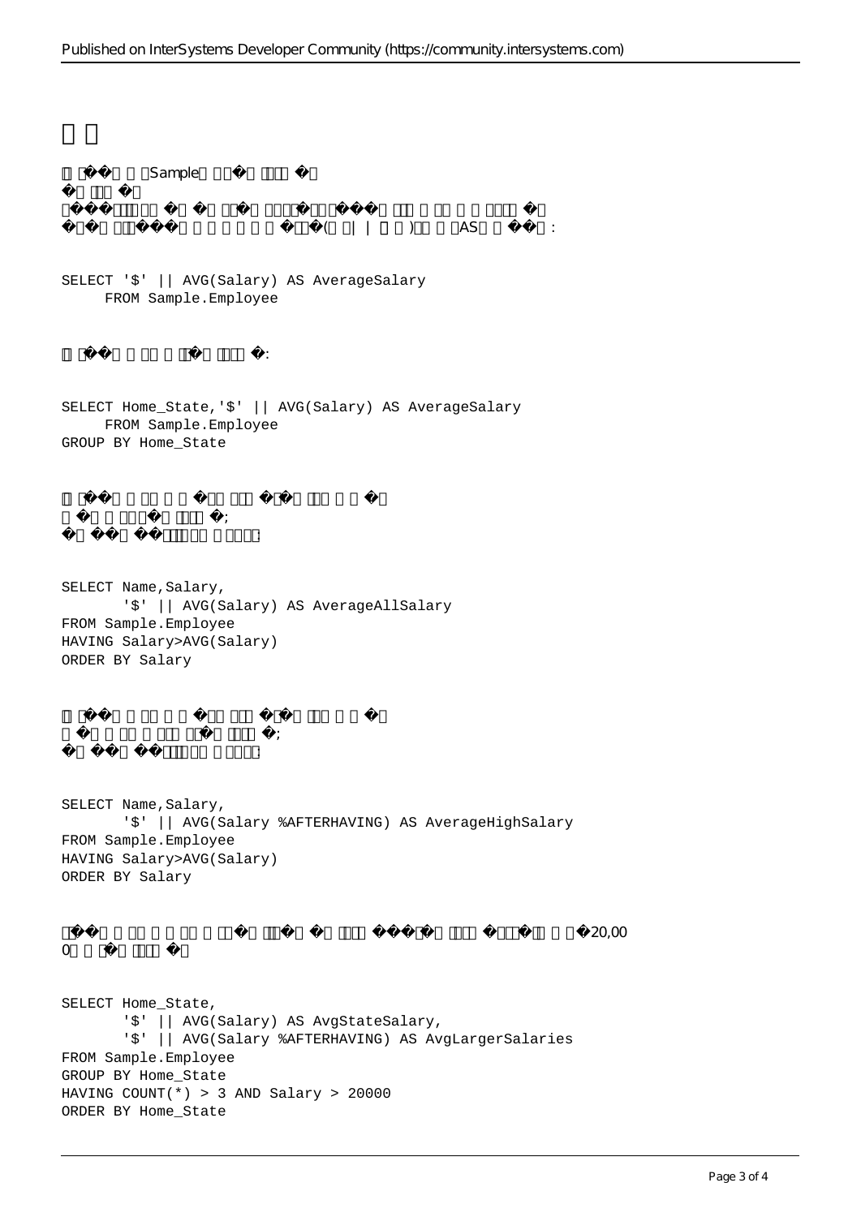```
SELECT '$' || AVG(Salary) AS AverageSalary
     FROM Sample.Employee
```

```
SELECT Home_State,'$' || AVG(Salary) AS AverageSalary
     FROM Sample.Employee
GROUP BY Home_State
```

```
SELECT Name,Salary,
       '$' || AVG(Salary) AS AverageAllSalary
FROM Sample.Employee
HAVING Salary>AVG(Salary)
ORDER BY Salary
```

```
SELECT Name,Salary,
       '$' || AVG(Salary %AFTERHAVING) AS AverageHighSalary
FROM Sample.Employee
HAVING Salary>AVG(Salary)
ORDER BY Salary
```

```
SELECT Home_State,
       '$' || AVG(Salary) AS AvgStateSalary,
       '$' || AVG(Salary %AFTERHAVING) AS AvgLargerSalaries
FROM Sample.Employee
GROUP BY Home_State
HAVING COUNT(*) > 3 AND Salary > 20000
ORDER BY Home_State
```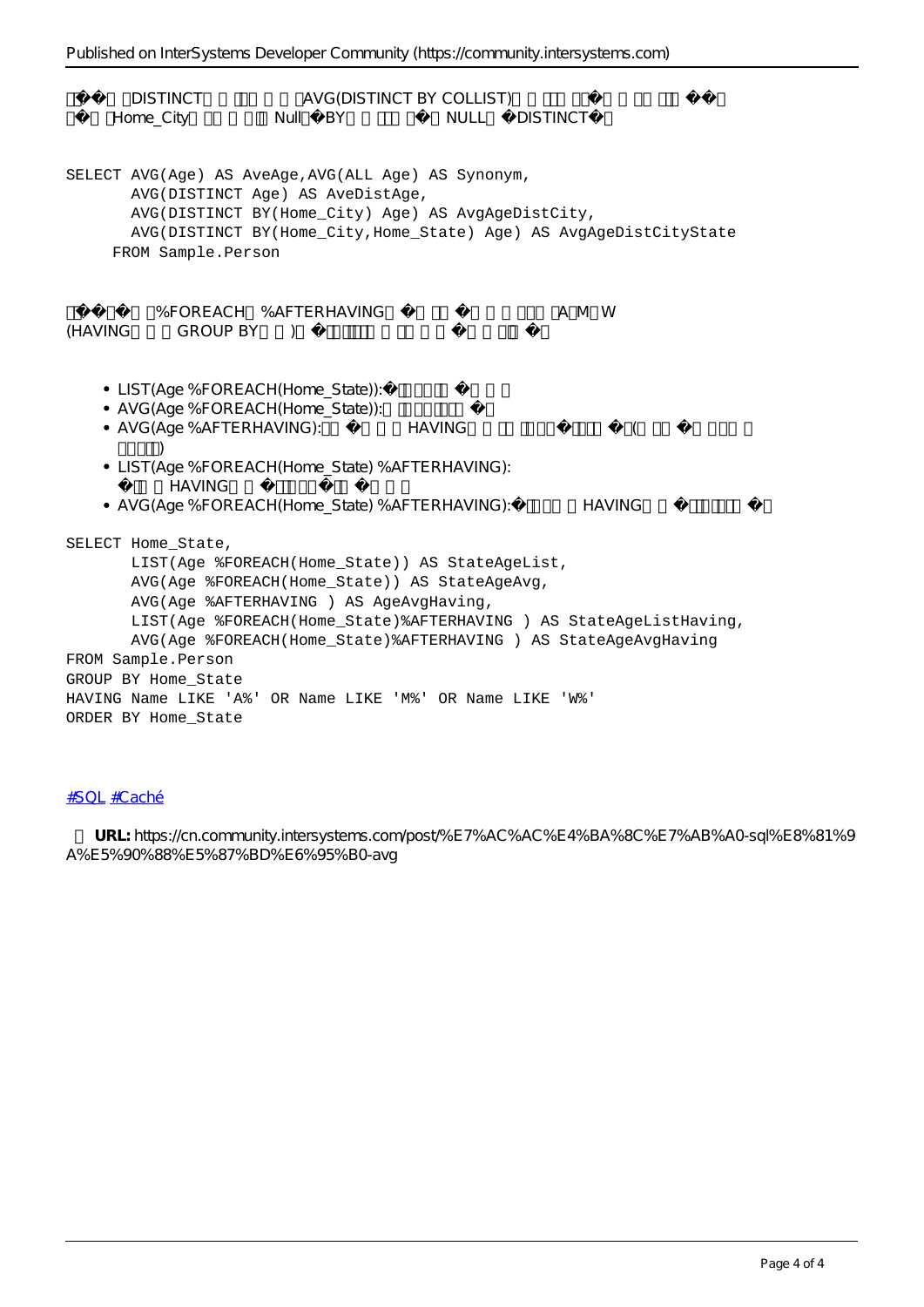�� DISTINCT AVG(DISTINCT BY COLLIST) � � �
� Home_City Null�BY �NULL �DISTINCT�

```
SELECT AVG(Age) AS AveAge,AVG(ALL Age) AS Synonym,
       AVG(DISTINCT Age) AS AveDistAge,
       AVG(DISTINCT BY(Home_City) Age) AS AvgAgeDistCity,
       AVG(DISTINCT BY(Home_City,Home_State) Age) AS AvgAgeDistCityState
     FROM Sample.Person
```

�� %FOREACH %AFTERHAVING � � A M W
(HAVING GROUP BY )� � �

- LIST(Age %FOREACH(Home_State)):� �
- AVG(Age %FOREACH(Home_State)): �
- AVG(Age %AFTERHAVING): � HAVING � � ( �
  )
- LIST(Age %FOREACH(Home_State) %AFTERHAVING):
  � HAVING � � �
- AVG(Age %FOREACH(Home_State) %AFTERHAVING):� HAVING � �

```
SELECT Home_State,
       LIST(Age %FOREACH(Home_State)) AS StateAgeList,
       AVG(Age %FOREACH(Home_State)) AS StateAgeAvg,
       AVG(Age %AFTERHAVING ) AS AgeAvgHaving,
       LIST(Age %FOREACH(Home_State)%AFTERHAVING ) AS StateAgeListHaving,
       AVG(Age %FOREACH(Home_State)%AFTERHAVING ) AS StateAgeAvgHaving
FROM Sample.Person
GROUP BY Home_State
HAVING Name LIKE 'A%' OR Name LIKE 'M%' OR Name LIKE 'W%'
ORDER BY Home_State
```

#SQL #Caché

**URL:** https://cn.community.intersystems.com/post/%E7%AC%AC%E4%BA%8C%E7%AB%A0-sql%E8%81%9A%E5%90%88%E5%87%BD%E6%95%B0-avg